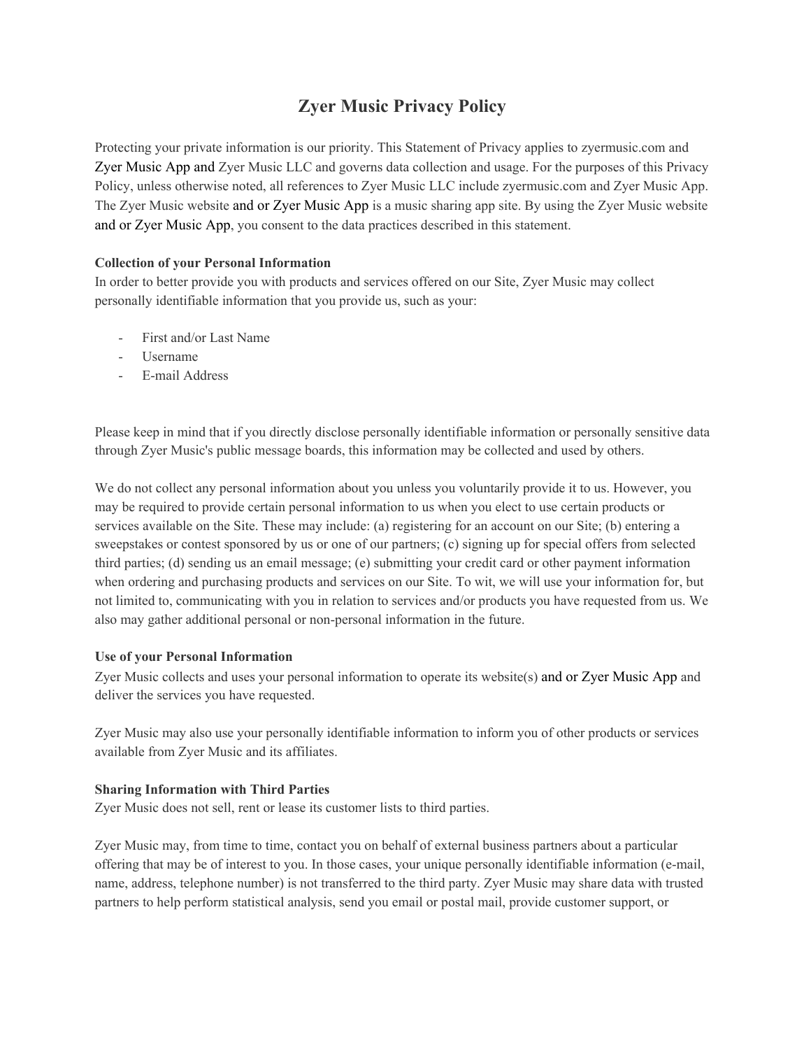# Zyer Music Privacy Policy

Protecting your private information is our priority. This Statement of Privacy applies to zyermusic.com and Zyer Music App and Zyer Music LLC and governs data collection and usage. For the purposes of this Privacy Policy, unless otherwise noted, all references to Zyer Music LLC include zyermusic.com and Zyer Music App. The Zyer Music website and or Zyer Music App is a music sharing app site. By using the Zyer Music website and or Zyer Music App, you consent to the data practices described in this statement.

**Collection of your Personal Information**

In order to better provide you with products and services offered on our Site, Zyer Music may collect personally identifiable information that you provide us, such as your:

- First and/or Last Name
- Username
- E-mail Address

Please keep in mind that if you directly disclose personally identifiable information or personally sensitive data through Zyer Music's public message boards, this information may be collected and used by others.

We do not collect any personal information about you unless you voluntarily provide it to us. However, you may be required to provide certain personal information to us when you elect to use certain products or services available on the Site. These may include: (a) registering for an account on our Site; (b) entering a sweepstakes or contest sponsored by us or one of our partners; (c) signing up for special offers from selected third parties; (d) sending us an email message; (e) submitting your credit card or other payment information when ordering and purchasing products and services on our Site. To wit, we will use your information for, but not limited to, communicating with you in relation to services and/or products you have requested from us. We also may gather additional personal or non-personal information in the future.

**Use of your Personal Information**

Zyer Music collects and uses your personal information to operate its website(s) and or Zyer Music App and deliver the services you have requested.

Zyer Music may also use your personally identifiable information to inform you of other products or services available from Zyer Music and its affiliates.

**Sharing Information with Third Parties**

Zyer Music does not sell, rent or lease its customer lists to third parties.

Zyer Music may, from time to time, contact you on behalf of external business partners about a particular offering that may be of interest to you. In those cases, your unique personally identifiable information (e-mail, name, address, telephone number) is not transferred to the third party. Zyer Music may share data with trusted partners to help perform statistical analysis, send you email or postal mail, provide customer support, or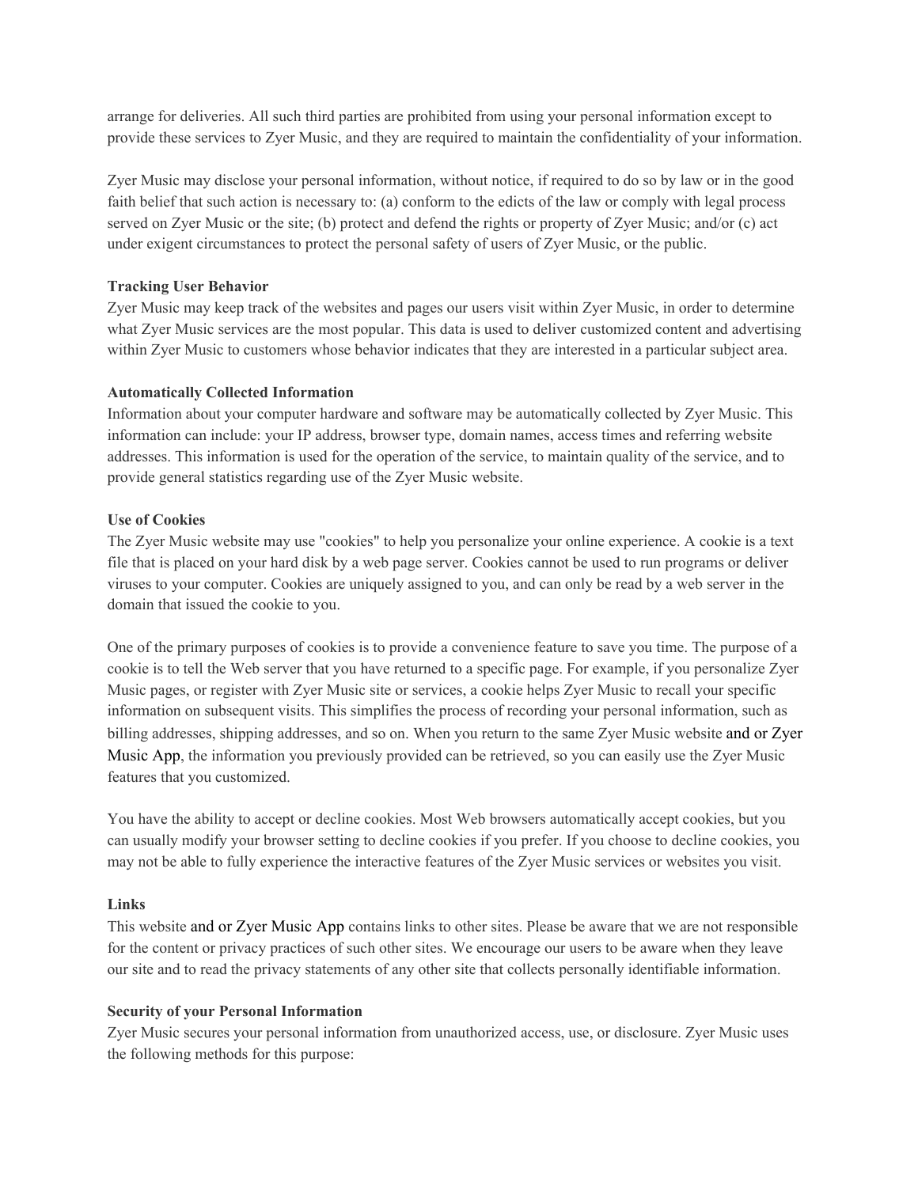arrange for deliveries. All such third parties are prohibited from using your personal information except to provide these services to Zyer Music, and they are required to maintain the confidentiality of your information.

Zyer Music may disclose your personal information, without notice, if required to do so by law or in the good faith belief that such action is necessary to: (a) conform to the edicts of the law or comply with legal process served on Zyer Music or the site; (b) protect and defend the rights or property of Zyer Music; and/or (c) act under exigent circumstances to protect the personal safety of users of Zyer Music, or the public.

**Tracking User Behavior**

Zyer Music may keep track of the websites and pages our users visit within Zyer Music, in order to determine what Zyer Music services are the most popular. This data is used to deliver customized content and advertising within Zyer Music to customers whose behavior indicates that they are interested in a particular subject area.

**Automatically Collected Information**

Information about your computer hardware and software may be automatically collected by Zyer Music. This information can include: your IP address, browser type, domain names, access times and referring website addresses. This information is used for the operation of the service, to maintain quality of the service, and to provide general statistics regarding use of the Zyer Music website.

**Use of Cookies**

The Zyer Music website may use "cookies" to help you personalize your online experience. A cookie is a text file that is placed on your hard disk by a web page server. Cookies cannot be used to run programs or deliver viruses to your computer. Cookies are uniquely assigned to you, and can only be read by a web server in the domain that issued the cookie to you.

One of the primary purposes of cookies is to provide a convenience feature to save you time. The purpose of a cookie is to tell the Web server that you have returned to a specific page. For example, if you personalize Zyer Music pages, or register with Zyer Music site or services, a cookie helps Zyer Music to recall your specific information on subsequent visits. This simplifies the process of recording your personal information, such as billing addresses, shipping addresses, and so on. When you return to the same Zyer Music website and or Zyer Music App, the information you previously provided can be retrieved, so you can easily use the Zyer Music features that you customized.

You have the ability to accept or decline cookies. Most Web browsers automatically accept cookies, but you can usually modify your browser setting to decline cookies if you prefer. If you choose to decline cookies, you may not be able to fully experience the interactive features of the Zyer Music services or websites you visit.

**Links**

This website and or Zyer Music App contains links to other sites. Please be aware that we are not responsible for the content or privacy practices of such other sites. We encourage our users to be aware when they leave our site and to read the privacy statements of any other site that collects personally identifiable information.

**Security of your Personal Information**

Zyer Music secures your personal information from unauthorized access, use, or disclosure. Zyer Music uses the following methods for this purpose: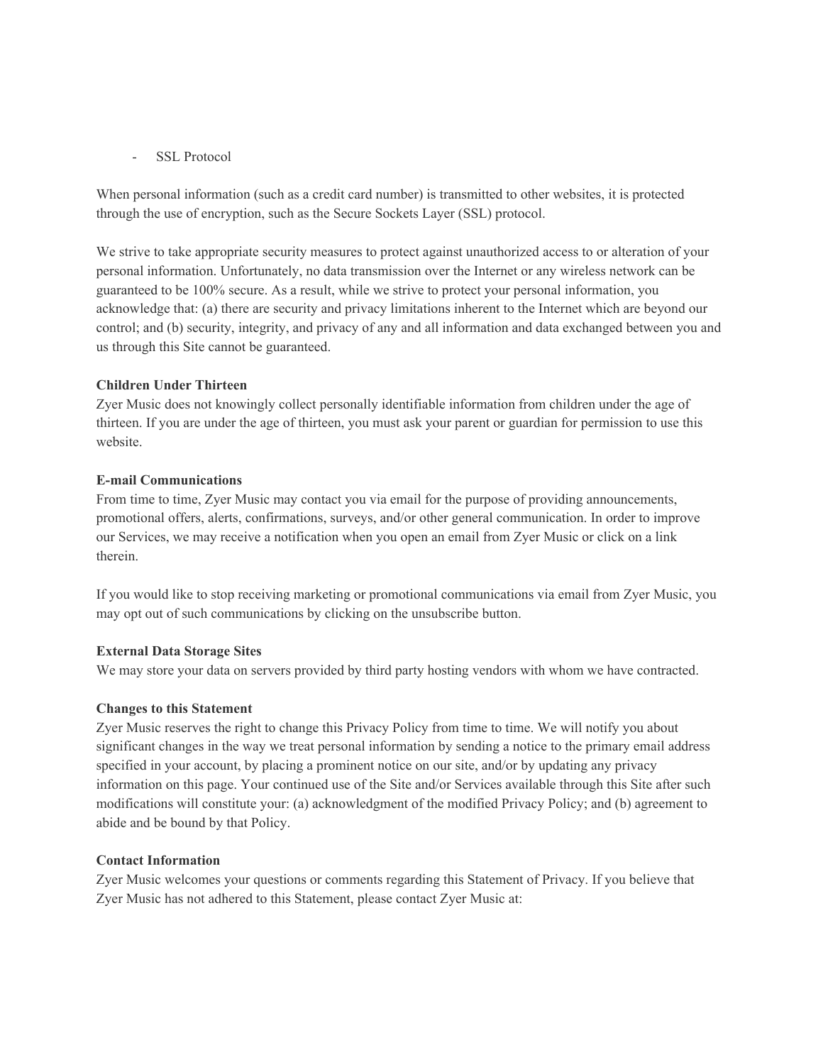- SSL Protocol

When personal information (such as a credit card number) is transmitted to other websites, it is protected through the use of encryption, such as the Secure Sockets Layer (SSL) protocol.

We strive to take appropriate security measures to protect against unauthorized access to or alteration of your personal information. Unfortunately, no data transmission over the Internet or any wireless network can be guaranteed to be 100% secure. As a result, while we strive to protect your personal information, you acknowledge that: (a) there are security and privacy limitations inherent to the Internet which are beyond our control; and (b) security, integrity, and privacy of any and all information and data exchanged between you and us through this Site cannot be guaranteed.

**Children Under Thirteen**

Zyer Music does not knowingly collect personally identifiable information from children under the age of thirteen. If you are under the age of thirteen, you must ask your parent or guardian for permission to use this website.

**E-mail Communications**

From time to time, Zyer Music may contact you via email for the purpose of providing announcements, promotional offers, alerts, confirmations, surveys, and/or other general communication. In order to improve our Services, we may receive a notification when you open an email from Zyer Music or click on a link therein.

If you would like to stop receiving marketing or promotional communications via email from Zyer Music, you may opt out of such communications by clicking on the unsubscribe button.

**External Data Storage Sites**

We may store your data on servers provided by third party hosting vendors with whom we have contracted.

**Changes to this Statement**

Zyer Music reserves the right to change this Privacy Policy from time to time. We will notify you about significant changes in the way we treat personal information by sending a notice to the primary email address specified in your account, by placing a prominent notice on our site, and/or by updating any privacy information on this page. Your continued use of the Site and/or Services available through this Site after such modifications will constitute your: (a) acknowledgment of the modified Privacy Policy; and (b) agreement to abide and be bound by that Policy.

**Contact Information**

Zyer Music welcomes your questions or comments regarding this Statement of Privacy. If you believe that Zyer Music has not adhered to this Statement, please contact Zyer Music at: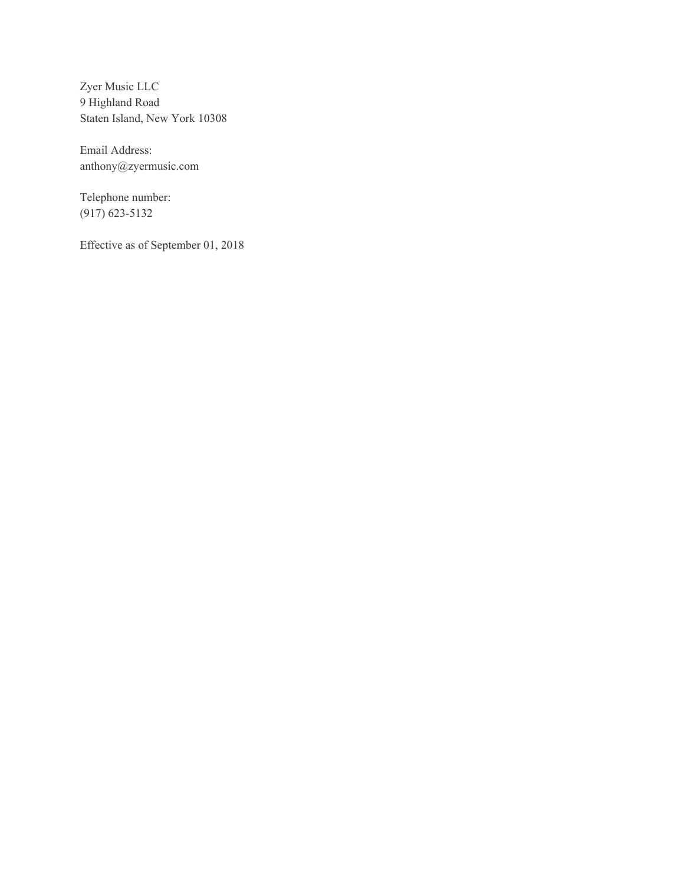Zyer Music LLC
9 Highland Road
Staten Island, New York 10308

Email Address:
anthony@zyermusic.com

Telephone number:
(917) 623-5132

Effective as of September 01, 2018